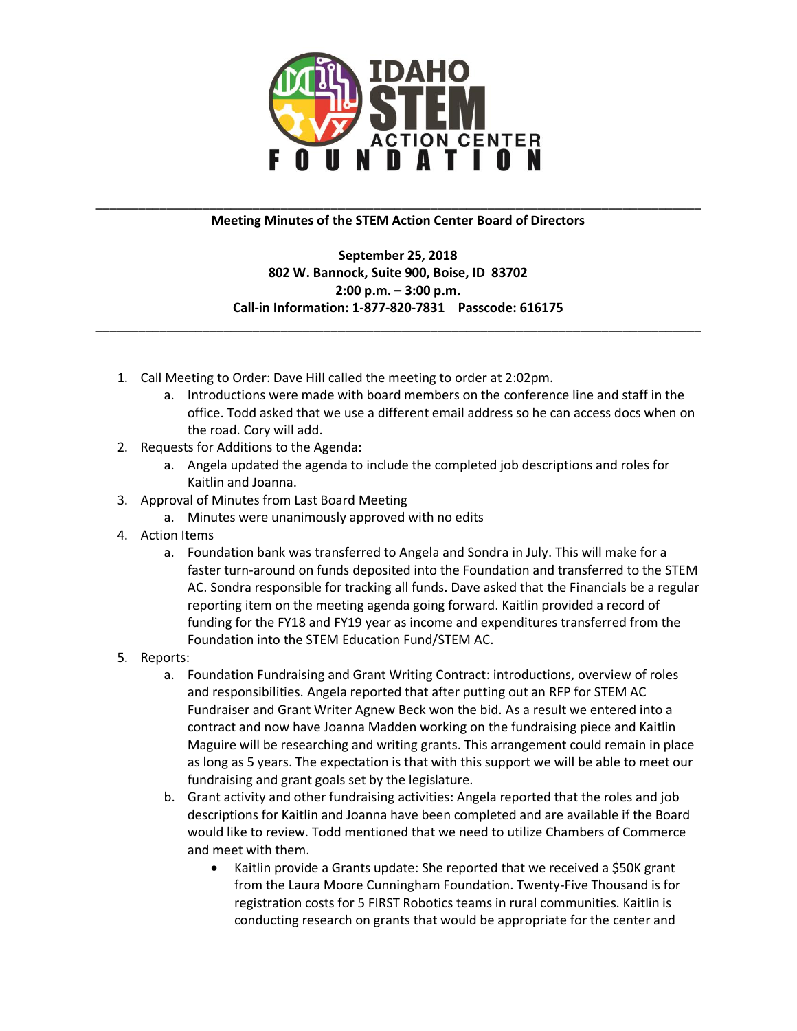**Meeting Minutes of the STEM Action Center Board of Directors**

**September 25, 2018**
**802 W. Bannock, Suite 900, Boise, ID 83702**
**2:00 p.m. – 3:00 p.m.**
**Call-in Information: 1-877-820-7831 Passcode: 616175**

1. Call Meeting to Order: Dave Hill called the meeting to order at 2:02pm.
    a. Introductions were made with board members on the conference line and staff in the office. Todd asked that we use a different email address so he can access docs when on the road. Cory will add.
2. Requests for Additions to the Agenda:
    a. Angela updated the agenda to include the completed job descriptions and roles for Kaitlin and Joanna.
3. Approval of Minutes from Last Board Meeting
    a. Minutes were unanimously approved with no edits
4. Action Items
    a. Foundation bank was transferred to Angela and Sondra in July. This will make for a faster turn-around on funds deposited into the Foundation and transferred to the STEM AC. Sondra responsible for tracking all funds. Dave asked that the Financials be a regular reporting item on the meeting agenda going forward. Kaitlin provided a record of funding for the FY18 and FY19 year as income and expenditures transferred from the Foundation into the STEM Education Fund/STEM AC.
5. Reports:
    a. Foundation Fundraising and Grant Writing Contract: introductions, overview of roles and responsibilities. Angela reported that after putting out an RFP for STEM AC Fundraiser and Grant Writer Agnew Beck won the bid. As a result we entered into a contract and now have Joanna Madden working on the fundraising piece and Kaitlin Maguire will be researching and writing grants. This arrangement could remain in place as long as 5 years. The expectation is that with this support we will be able to meet our fundraising and grant goals set by the legislature.
    b. Grant activity and other fundraising activities: Angela reported that the roles and job descriptions for Kaitlin and Joanna have been completed and are available if the Board would like to review. Todd mentioned that we need to utilize Chambers of Commerce and meet with them.
        - Kaitlin provide a Grants update: She reported that we received a $50K grant from the Laura Moore Cunningham Foundation. Twenty-Five Thousand is for registration costs for 5 FIRST Robotics teams in rural communities. Kaitlin is conducting research on grants that would be appropriate for the center and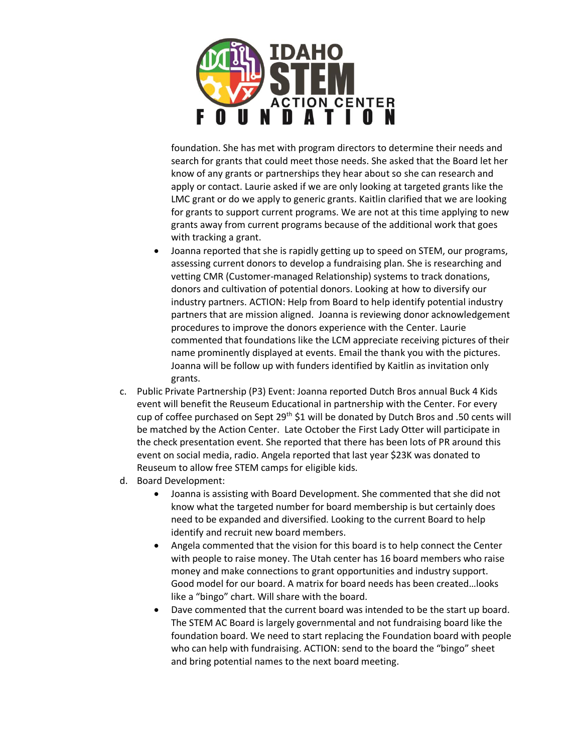foundation. She has met with program directors to determine their needs and search for grants that could meet those needs. She asked that the Board let her know of any grants or partnerships they hear about so she can research and apply or contact. Laurie asked if we are only looking at targeted grants like the LMC grant or do we apply to generic grants. Kaitlin clarified that we are looking for grants to support current programs. We are not at this time applying to new grants away from current programs because of the additional work that goes with tracking a grant.

- Joanna reported that she is rapidly getting up to speed on STEM, our programs, assessing current donors to develop a fundraising plan. She is researching and vetting CMR (Customer-managed Relationship) systems to track donations, donors and cultivation of potential donors. Looking at how to diversify our industry partners. ACTION: Help from Board to help identify potential industry partners that are mission aligned. Joanna is reviewing donor acknowledgement procedures to improve the donors experience with the Center. Laurie commented that foundations like the LCM appreciate receiving pictures of their name prominently displayed at events. Email the thank you with the pictures. Joanna will be follow up with funders identified by Kaitlin as invitation only grants.

c. Public Private Partnership (P3) Event: Joanna reported Dutch Bros annual Buck 4 Kids event will benefit the Reuseum Educational in partnership with the Center. For every cup of coffee purchased on Sept 29th $1 will be donated by Dutch Bros and .50 cents will be matched by the Action Center. Late October the First Lady Otter will participate in the check presentation event. She reported that there has been lots of PR around this event on social media, radio. Angela reported that last year $23K was donated to Reuseum to allow free STEM camps for eligible kids.

d. Board Development:
   - Joanna is assisting with Board Development. She commented that she did not know what the targeted number for board membership is but certainly does need to be expanded and diversified. Looking to the current Board to help identify and recruit new board members.
   - Angela commented that the vision for this board is to help connect the Center with people to raise money. The Utah center has 16 board members who raise money and make connections to grant opportunities and industry support. Good model for our board. A matrix for board needs has been created…looks like a "bingo" chart. Will share with the board.
   - Dave commented that the current board was intended to be the start up board. The STEM AC Board is largely governmental and not fundraising board like the foundation board. We need to start replacing the Foundation board with people who can help with fundraising. ACTION: send to the board the "bingo" sheet and bring potential names to the next board meeting.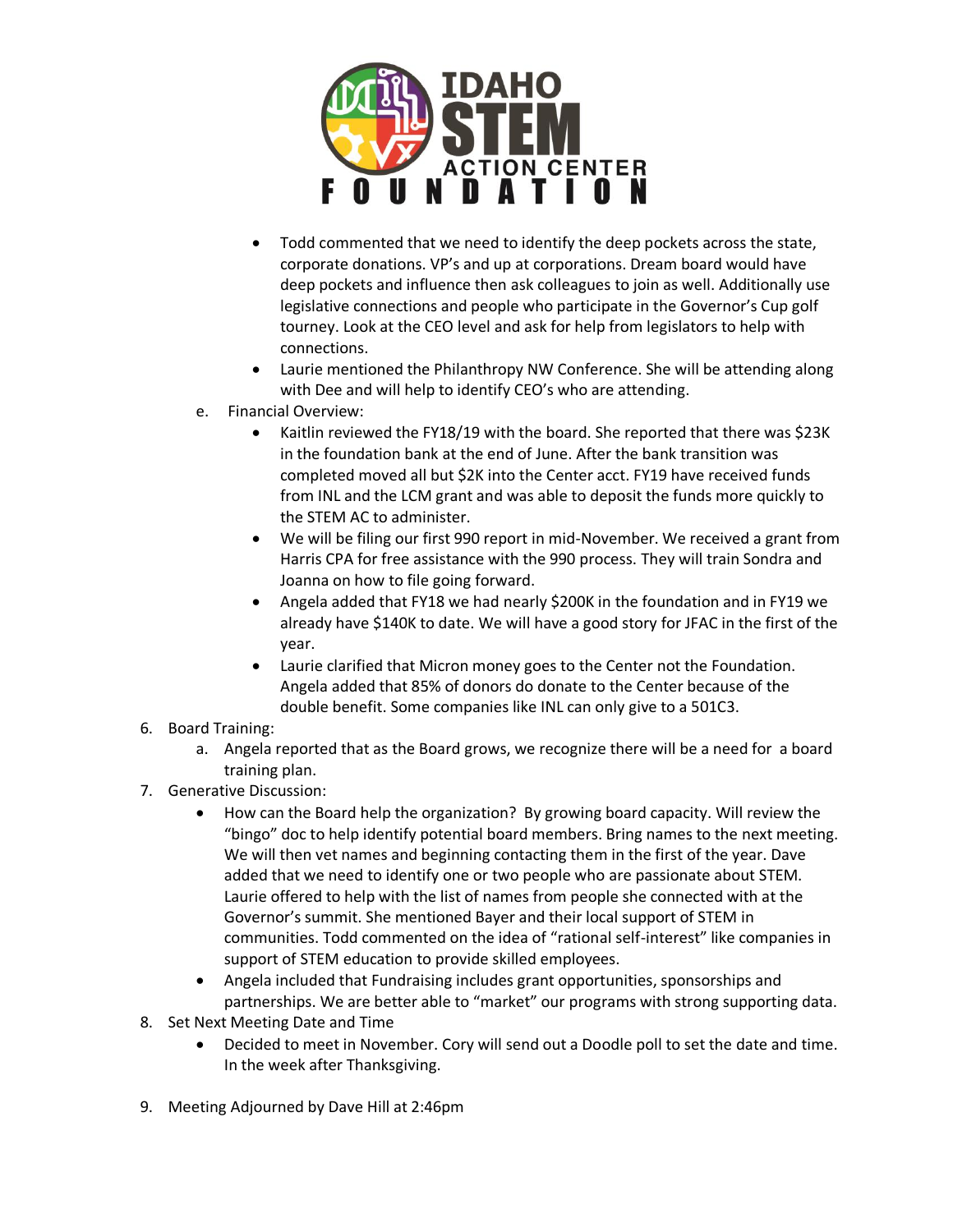- Todd commented that we need to identify the deep pockets across the state, corporate donations. VP's and up at corporations. Dream board would have deep pockets and influence then ask colleagues to join as well. Additionally use legislative connections and people who participate in the Governor's Cup golf tourney. Look at the CEO level and ask for help from legislators to help with connections.
- Laurie mentioned the Philanthropy NW Conference. She will be attending along with Dee and will help to identify CEO's who are attending.

e. Financial Overview:

- Kaitlin reviewed the FY18/19 with the board. She reported that there was $23K in the foundation bank at the end of June. After the bank transition was completed moved all but $2K into the Center acct. FY19 have received funds from INL and the LCM grant and was able to deposit the funds more quickly to the STEM AC to administer.
- We will be filing our first 990 report in mid-November. We received a grant from Harris CPA for free assistance with the 990 process. They will train Sondra and Joanna on how to file going forward.
- Angela added that FY18 we had nearly $200K in the foundation and in FY19 we already have $140K to date. We will have a good story for JFAC in the first of the year.
- Laurie clarified that Micron money goes to the Center not the Foundation. Angela added that 85% of donors do donate to the Center because of the double benefit. Some companies like INL can only give to a 501C3.

6. Board Training:
   a. Angela reported that as the Board grows, we recognize there will be a need for a board training plan.
7. Generative Discussion:
   - How can the Board help the organization? By growing board capacity. Will review the "bingo" doc to help identify potential board members. Bring names to the next meeting. We will then vet names and beginning contacting them in the first of the year. Dave added that we need to identify one or two people who are passionate about STEM. Laurie offered to help with the list of names from people she connected with at the Governor's summit. She mentioned Bayer and their local support of STEM in communities. Todd commented on the idea of "rational self-interest" like companies in support of STEM education to provide skilled employees.
   - Angela included that Fundraising includes grant opportunities, sponsorships and partnerships. We are better able to "market" our programs with strong supporting data.
8. Set Next Meeting Date and Time
   - Decided to meet in November. Cory will send out a Doodle poll to set the date and time. In the week after Thanksgiving.
9. Meeting Adjourned by Dave Hill at 2:46pm